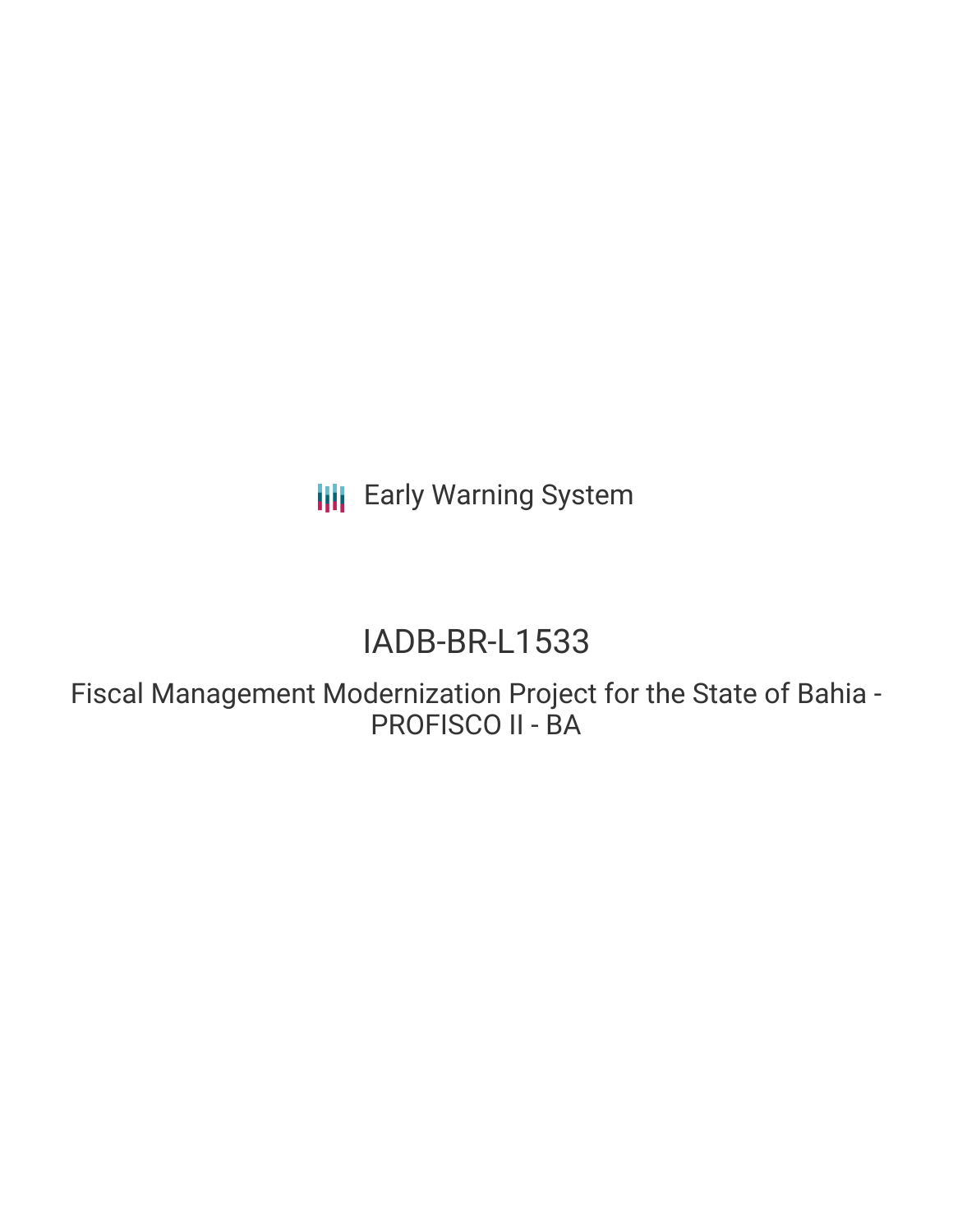Early Warning System

# IADB-BR-L1533

## Fiscal Management Modernization Project for the State of Bahia - PROFISCO II - BA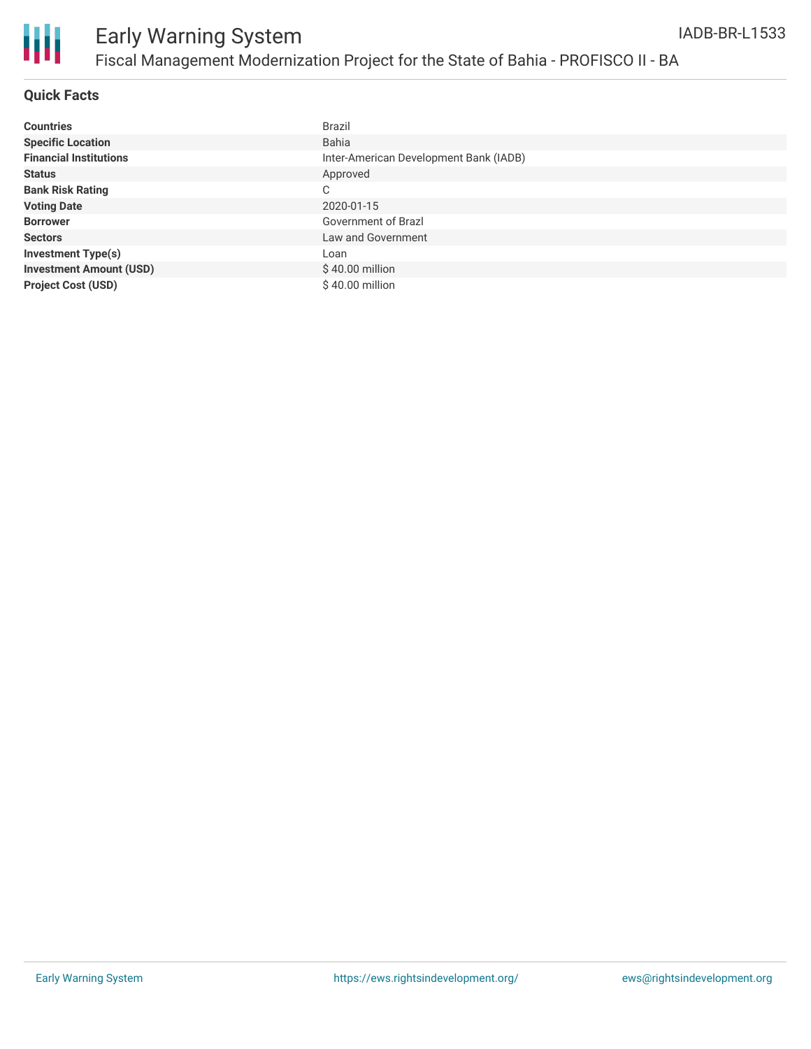## Quick Facts

| | |
|---|---|
| **Countries** | Brazil |
| **Specific Location** | Bahia |
| **Financial Institutions** | Inter-American Development Bank (IADB) |
| **Status** | Approved |
| **Bank Risk Rating** | C |
| **Voting Date** | 2020-01-15 |
| **Borrower** | Government of Brazl |
| **Sectors** | Law and Government |
| **Investment Type(s)** | Loan |
| **Investment Amount (USD)** | $ 40.00 million |
| **Project Cost (USD)** | $ 40.00 million |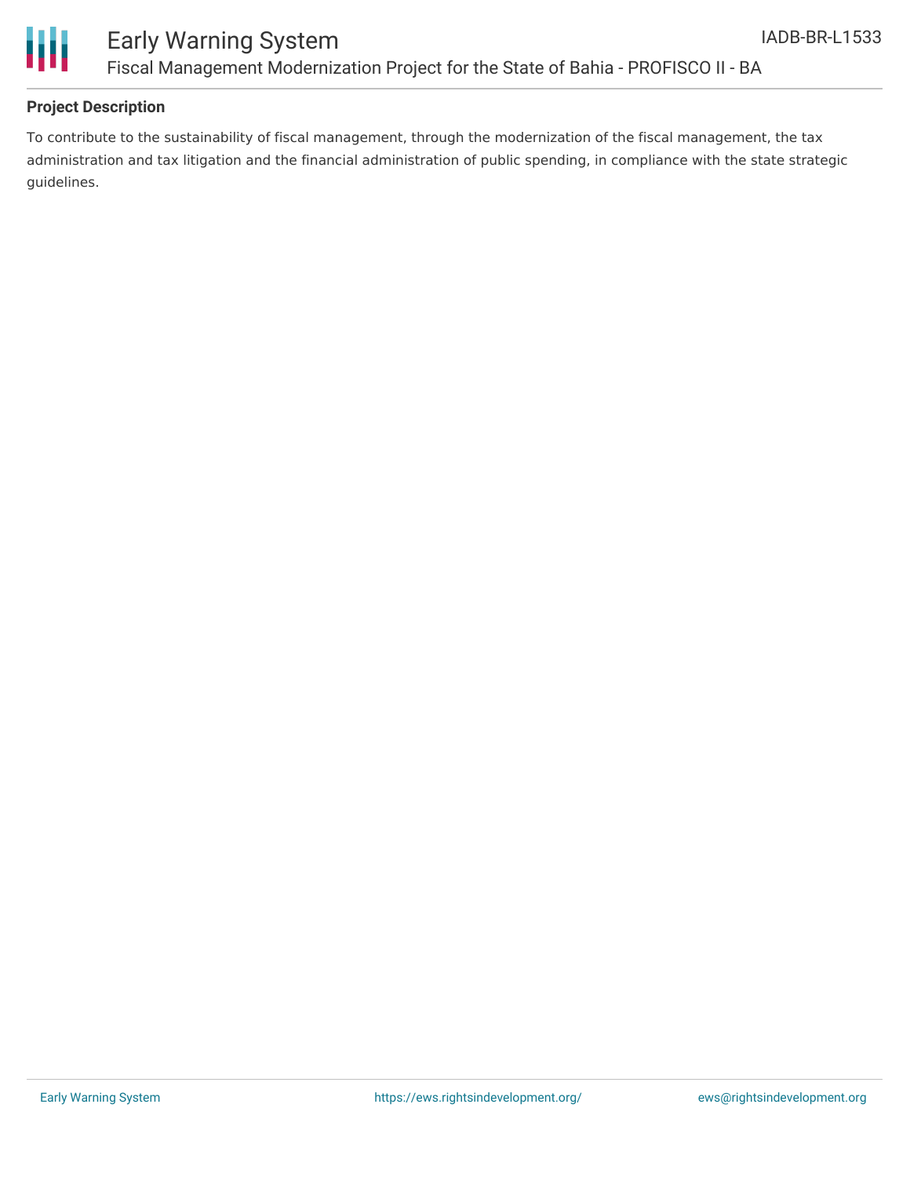**Project Description**

To contribute to the sustainability of fiscal management, through the modernization of the fiscal management, the tax administration and tax litigation and the financial administration of public spending, in compliance with the state strategic guidelines.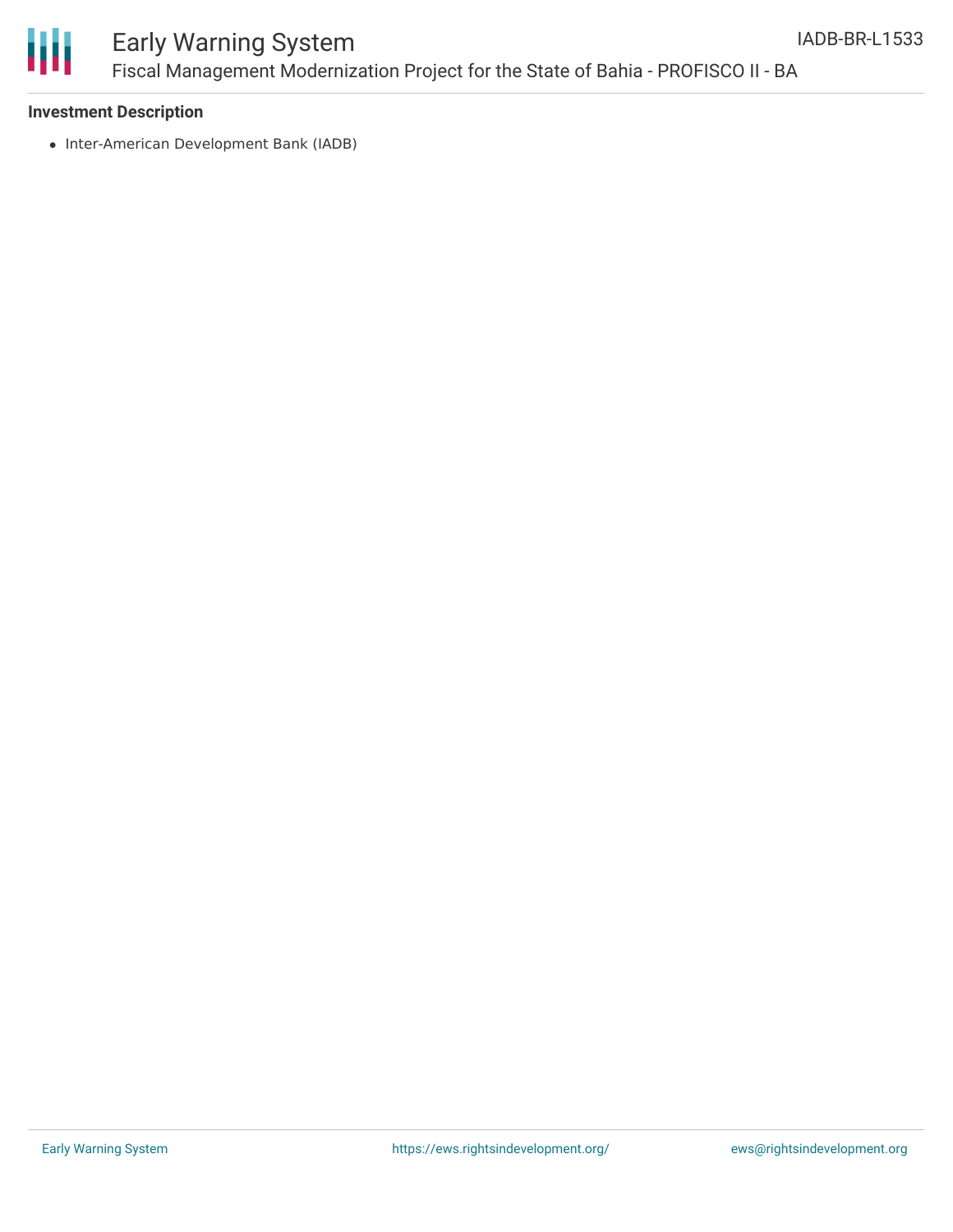**Investment Description**

- Inter-American Development Bank (IADB)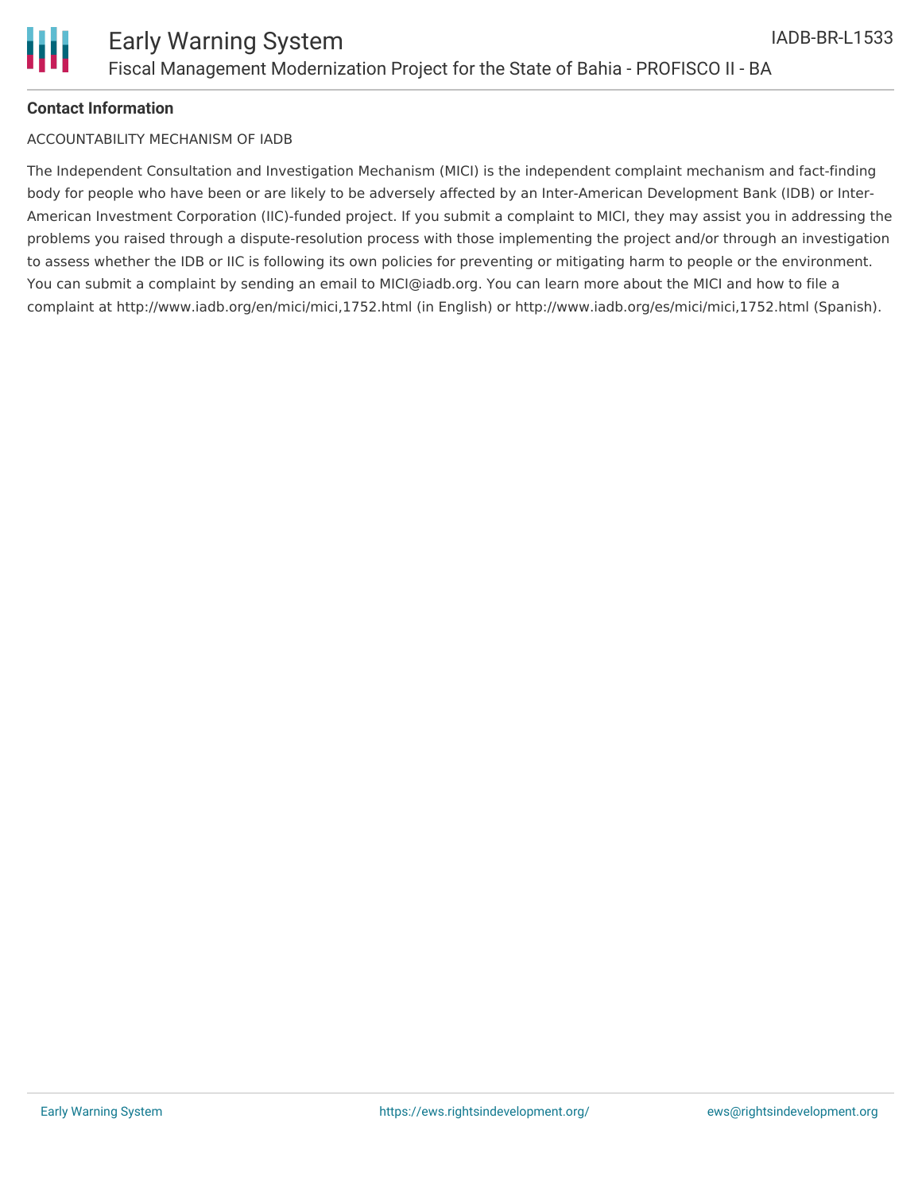**Contact Information**

ACCOUNTABILITY MECHANISM OF IADB

The Independent Consultation and Investigation Mechanism (MICI) is the independent complaint mechanism and fact-finding body for people who have been or are likely to be adversely affected by an Inter-American Development Bank (IDB) or Inter-American Investment Corporation (IIC)-funded project. If you submit a complaint to MICI, they may assist you in addressing the problems you raised through a dispute-resolution process with those implementing the project and/or through an investigation to assess whether the IDB or IIC is following its own policies for preventing or mitigating harm to people or the environment. You can submit a complaint by sending an email to MICI@iadb.org. You can learn more about the MICI and how to file a complaint at http://www.iadb.org/en/mici/mici,1752.html (in English) or http://www.iadb.org/es/mici/mici,1752.html (Spanish).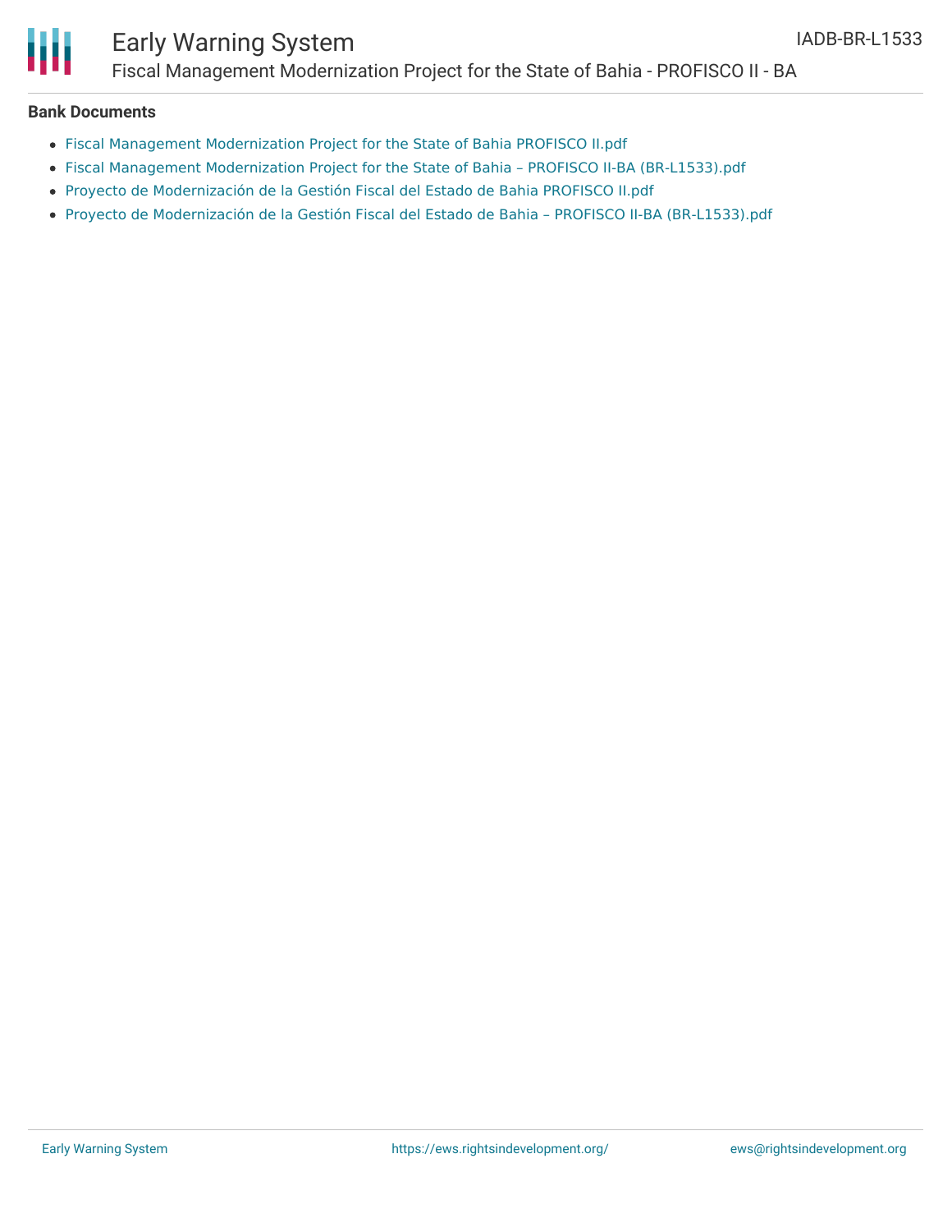**Bank Documents**

- Fiscal Management Modernization Project for the State of Bahia PROFISCO II.pdf
- Fiscal Management Modernization Project for the State of Bahia – PROFISCO II-BA (BR-L1533).pdf
- Proyecto de Modernización de la Gestión Fiscal del Estado de Bahia PROFISCO II.pdf
- Proyecto de Modernización de la Gestión Fiscal del Estado de Bahia – PROFISCO II-BA (BR-L1533).pdf